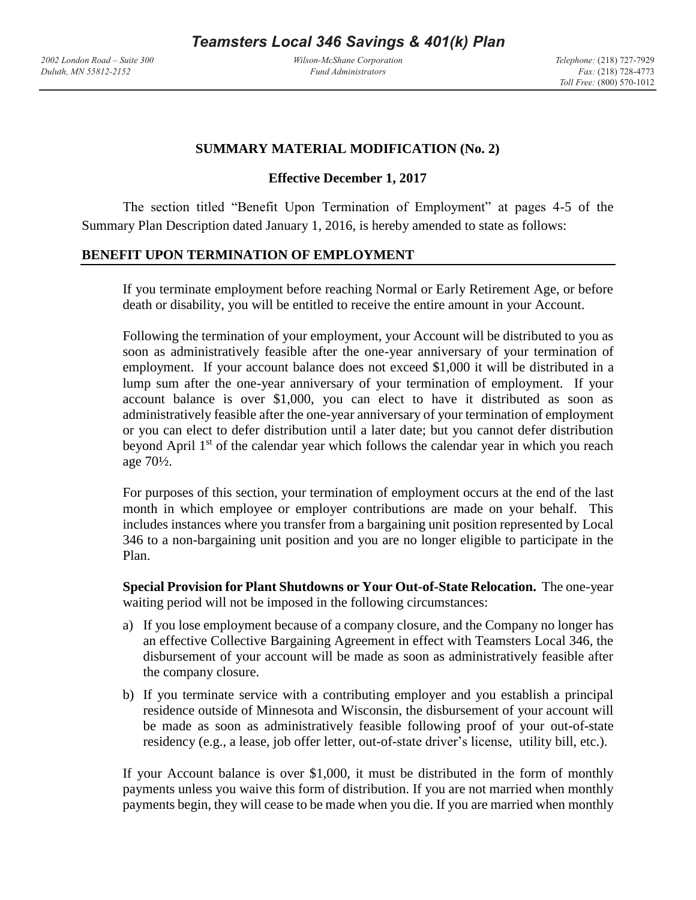# Teamsters Local 346 Savings & 401(k) Plan

*2002 London Road – Suite 300*
*Duluth, MN 55812-2152*

*Wilson-McShane Corporation*
*Fund Administrators*

*Telephone:* (218) 727-7929
*Fax:* (218) 728-4773
*Toll Free:* (800) 570-1012

## SUMMARY MATERIAL MODIFICATION (No. 2)

**Effective December 1, 2017**

The section titled "Benefit Upon Termination of Employment" at pages 4-5 of the Summary Plan Description dated January 1, 2016, is hereby amended to state as follows:

### BENEFIT UPON TERMINATION OF EMPLOYMENT

If you terminate employment before reaching Normal or Early Retirement Age, or before death or disability, you will be entitled to receive the entire amount in your Account.

Following the termination of your employment, your Account will be distributed to you as soon as administratively feasible after the one-year anniversary of your termination of employment. If your account balance does not exceed $1,000 it will be distributed in a lump sum after the one-year anniversary of your termination of employment. If your account balance is over $1,000, you can elect to have it distributed as soon as administratively feasible after the one-year anniversary of your termination of employment or you can elect to defer distribution until a later date; but you cannot defer distribution beyond April 1st of the calendar year which follows the calendar year in which you reach age 70½.

For purposes of this section, your termination of employment occurs at the end of the last month in which employee or employer contributions are made on your behalf. This includes instances where you transfer from a bargaining unit position represented by Local 346 to a non-bargaining unit position and you are no longer eligible to participate in the Plan.

**Special Provision for Plant Shutdowns or Your Out-of-State Relocation.** The one-year waiting period will not be imposed in the following circumstances:

a) If you lose employment because of a company closure, and the Company no longer has an effective Collective Bargaining Agreement in effect with Teamsters Local 346, the disbursement of your account will be made as soon as administratively feasible after the company closure.

b) If you terminate service with a contributing employer and you establish a principal residence outside of Minnesota and Wisconsin, the disbursement of your account will be made as soon as administratively feasible following proof of your out-of-state residency (e.g., a lease, job offer letter, out-of-state driver's license, utility bill, etc.).

If your Account balance is over $1,000, it must be distributed in the form of monthly payments unless you waive this form of distribution. If you are not married when monthly payments begin, they will cease to be made when you die. If you are married when monthly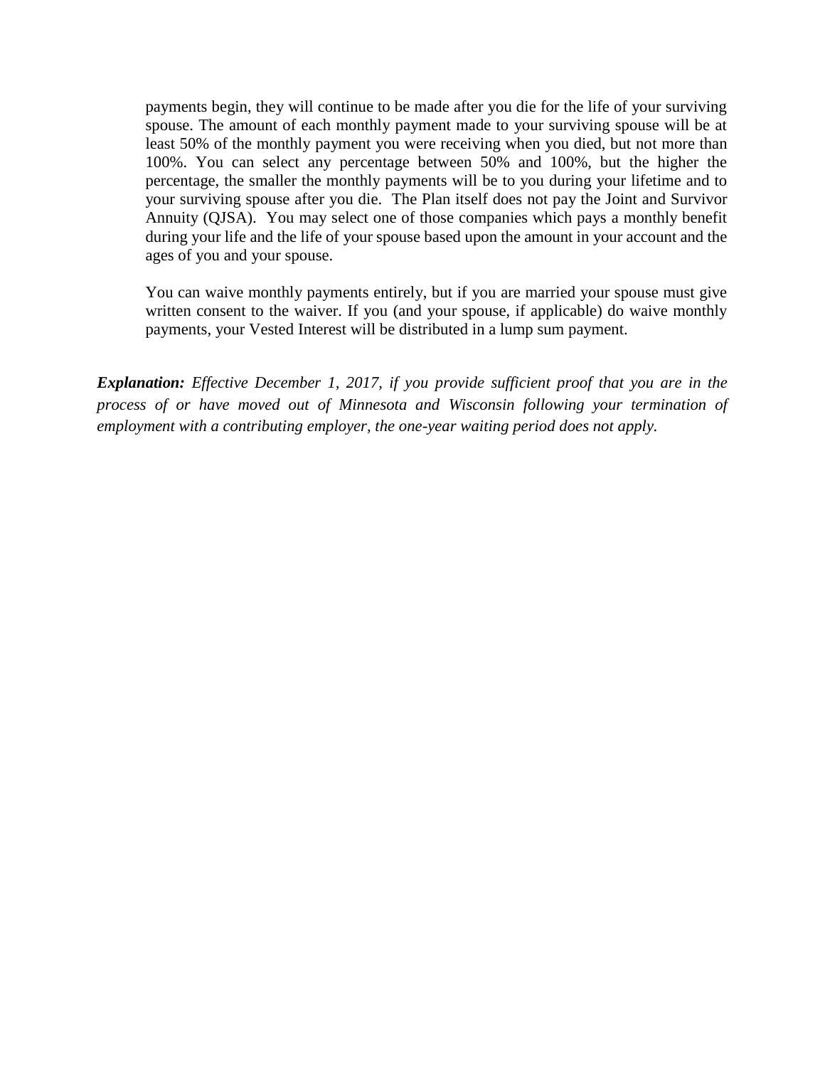payments begin, they will continue to be made after you die for the life of your surviving spouse. The amount of each monthly payment made to your surviving spouse will be at least 50% of the monthly payment you were receiving when you died, but not more than 100%. You can select any percentage between 50% and 100%, but the higher the percentage, the smaller the monthly payments will be to you during your lifetime and to your surviving spouse after you die. The Plan itself does not pay the Joint and Survivor Annuity (QJSA). You may select one of those companies which pays a monthly benefit during your life and the life of your spouse based upon the amount in your account and the ages of you and your spouse.

You can waive monthly payments entirely, but if you are married your spouse must give written consent to the waiver. If you (and your spouse, if applicable) do waive monthly payments, your Vested Interest will be distributed in a lump sum payment.

***Explanation:*** *Effective December 1, 2017, if you provide sufficient proof that you are in the process of or have moved out of Minnesota and Wisconsin following your termination of employment with a contributing employer, the one-year waiting period does not apply.*